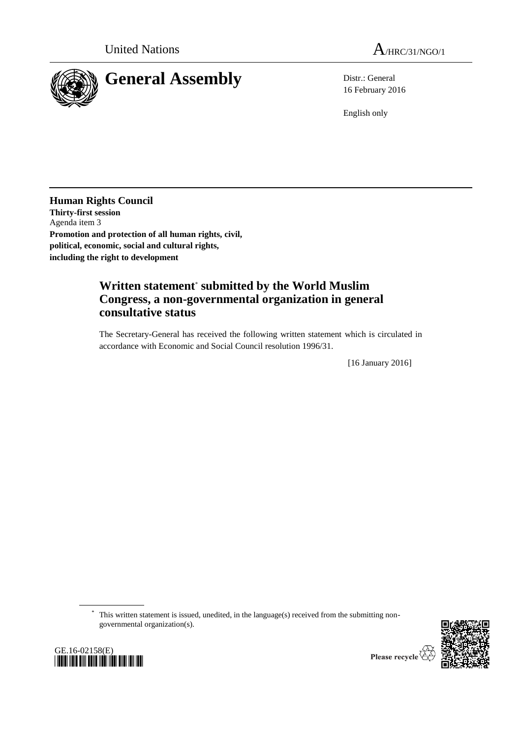United Nations

A/HRC/31/NGO/1

# General Assembly

Distr.: General
16 February 2016

English only

**Human Rights Council**
**Thirty-first session**
Agenda item 3
**Promotion and protection of all human rights, civil, political, economic, social and cultural rights, including the right to development**

## Written statement* submitted by the World Muslim Congress, a non-governmental organization in general consultative status

The Secretary-General has received the following written statement which is circulated in accordance with Economic and Social Council resolution 1996/31.

[16 January 2016]

* This written statement is issued, unedited, in the language(s) received from the submitting non-governmental organization(s).

GE.16-02158(E)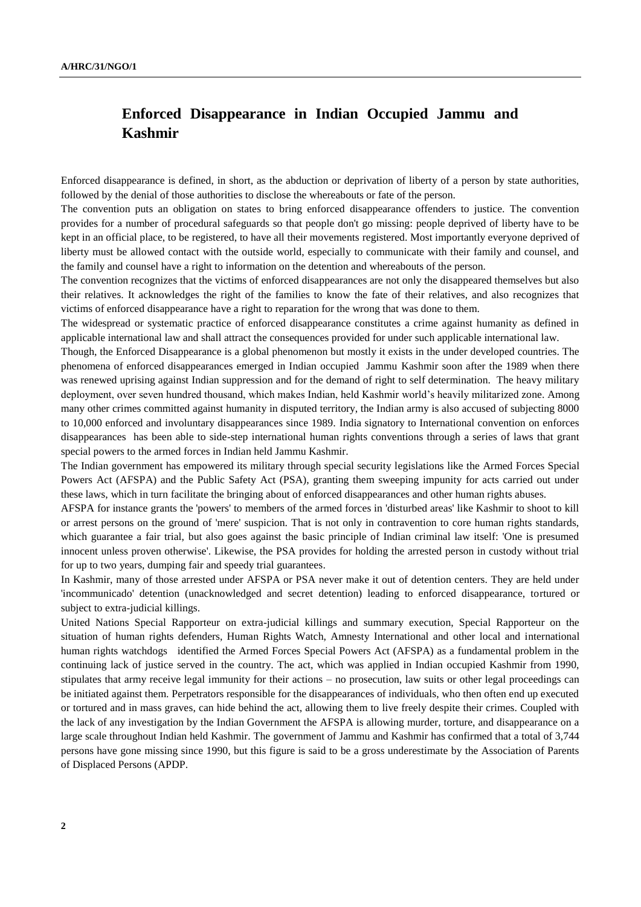# Enforced Disappearance in Indian Occupied Jammu and Kashmir

Enforced disappearance is defined, in short, as the abduction or deprivation of liberty of a person by state authorities, followed by the denial of those authorities to disclose the whereabouts or fate of the person.

The convention puts an obligation on states to bring enforced disappearance offenders to justice. The convention provides for a number of procedural safeguards so that people don't go missing: people deprived of liberty have to be kept in an official place, to be registered, to have all their movements registered. Most importantly everyone deprived of liberty must be allowed contact with the outside world, especially to communicate with their family and counsel, and the family and counsel have a right to information on the detention and whereabouts of the person.

The convention recognizes that the victims of enforced disappearances are not only the disappeared themselves but also their relatives. It acknowledges the right of the families to know the fate of their relatives, and also recognizes that victims of enforced disappearance have a right to reparation for the wrong that was done to them.

The widespread or systematic practice of enforced disappearance constitutes a crime against humanity as defined in applicable international law and shall attract the consequences provided for under such applicable international law.

Though, the Enforced Disappearance is a global phenomenon but mostly it exists in the under developed countries. The phenomena of enforced disappearances emerged in Indian occupied Jammu Kashmir soon after the 1989 when there was renewed uprising against Indian suppression and for the demand of right to self determination. The heavy military deployment, over seven hundred thousand, which makes Indian, held Kashmir world's heavily militarized zone. Among many other crimes committed against humanity in disputed territory, the Indian army is also accused of subjecting 8000 to 10,000 enforced and involuntary disappearances since 1989. India signatory to International convention on enforces disappearances has been able to side-step international human rights conventions through a series of laws that grant special powers to the armed forces in Indian held Jammu Kashmir.

The Indian government has empowered its military through special security legislations like the Armed Forces Special Powers Act (AFSPA) and the Public Safety Act (PSA), granting them sweeping impunity for acts carried out under these laws, which in turn facilitate the bringing about of enforced disappearances and other human rights abuses.

AFSPA for instance grants the 'powers' to members of the armed forces in 'disturbed areas' like Kashmir to shoot to kill or arrest persons on the ground of 'mere' suspicion. That is not only in contravention to core human rights standards, which guarantee a fair trial, but also goes against the basic principle of Indian criminal law itself: 'One is presumed innocent unless proven otherwise'. Likewise, the PSA provides for holding the arrested person in custody without trial for up to two years, dumping fair and speedy trial guarantees.

In Kashmir, many of those arrested under AFSPA or PSA never make it out of detention centers. They are held under 'incommunicado' detention (unacknowledged and secret detention) leading to enforced disappearance, tortured or subject to extra-judicial killings.

United Nations Special Rapporteur on extra-judicial killings and summary execution, Special Rapporteur on the situation of human rights defenders, Human Rights Watch, Amnesty International and other local and international human rights watchdogs identified the Armed Forces Special Powers Act (AFSPA) as a fundamental problem in the continuing lack of justice served in the country. The act, which was applied in Indian occupied Kashmir from 1990, stipulates that army receive legal immunity for their actions – no prosecution, law suits or other legal proceedings can be initiated against them. Perpetrators responsible for the disappearances of individuals, who then often end up executed or tortured and in mass graves, can hide behind the act, allowing them to live freely despite their crimes. Coupled with the lack of any investigation by the Indian Government the AFSPA is allowing murder, torture, and disappearance on a large scale throughout Indian held Kashmir. The government of Jammu and Kashmir has confirmed that a total of 3,744 persons have gone missing since 1990, but this figure is said to be a gross underestimate by the Association of Parents of Displaced Persons (APDP.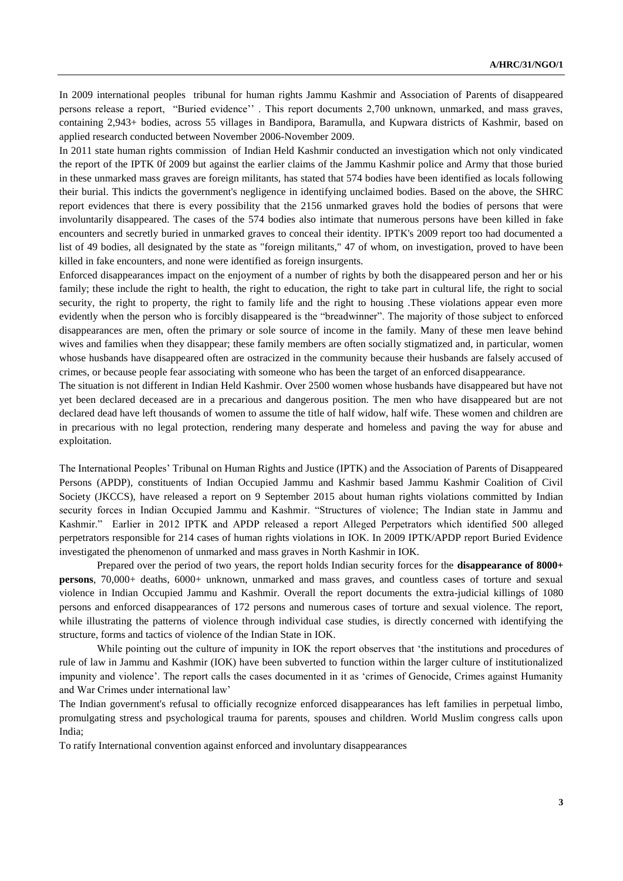In 2009 international peoples tribunal for human rights Jammu Kashmir and Association of Parents of disappeared persons release a report, "Buried evidence'' . This report documents 2,700 unknown, unmarked, and mass graves, containing 2,943+ bodies, across 55 villages in Bandipora, Baramulla, and Kupwara districts of Kashmir, based on applied research conducted between November 2006-November 2009.

In 2011 state human rights commission of Indian Held Kashmir conducted an investigation which not only vindicated the report of the IPTK 0f 2009 but against the earlier claims of the Jammu Kashmir police and Army that those buried in these unmarked mass graves are foreign militants, has stated that 574 bodies have been identified as locals following their burial. This indicts the government's negligence in identifying unclaimed bodies. Based on the above, the SHRC report evidences that there is every possibility that the 2156 unmarked graves hold the bodies of persons that were involuntarily disappeared. The cases of the 574 bodies also intimate that numerous persons have been killed in fake encounters and secretly buried in unmarked graves to conceal their identity. IPTK's 2009 report too had documented a list of 49 bodies, all designated by the state as "foreign militants," 47 of whom, on investigation, proved to have been killed in fake encounters, and none were identified as foreign insurgents.

Enforced disappearances impact on the enjoyment of a number of rights by both the disappeared person and her or his family; these include the right to health, the right to education, the right to take part in cultural life, the right to social security, the right to property, the right to family life and the right to housing .These violations appear even more evidently when the person who is forcibly disappeared is the "breadwinner". The majority of those subject to enforced disappearances are men, often the primary or sole source of income in the family. Many of these men leave behind wives and families when they disappear; these family members are often socially stigmatized and, in particular, women whose husbands have disappeared often are ostracized in the community because their husbands are falsely accused of crimes, or because people fear associating with someone who has been the target of an enforced disappearance.

The situation is not different in Indian Held Kashmir. Over 2500 women whose husbands have disappeared but have not yet been declared deceased are in a precarious and dangerous position. The men who have disappeared but are not declared dead have left thousands of women to assume the title of half widow, half wife. These women and children are in precarious with no legal protection, rendering many desperate and homeless and paving the way for abuse and exploitation.

The International Peoples' Tribunal on Human Rights and Justice (IPTK) and the Association of Parents of Disappeared Persons (APDP), constituents of Indian Occupied Jammu and Kashmir based Jammu Kashmir Coalition of Civil Society (JKCCS), have released a report on 9 September 2015 about human rights violations committed by Indian security forces in Indian Occupied Jammu and Kashmir. "Structures of violence; The Indian state in Jammu and Kashmir." Earlier in 2012 IPTK and APDP released a report Alleged Perpetrators which identified 500 alleged perpetrators responsible for 214 cases of human rights violations in IOK. In 2009 IPTK/APDP report Buried Evidence investigated the phenomenon of unmarked and mass graves in North Kashmir in IOK.

Prepared over the period of two years, the report holds Indian security forces for the **disappearance of 8000+ persons**, 70,000+ deaths, 6000+ unknown, unmarked and mass graves, and countless cases of torture and sexual violence in Indian Occupied Jammu and Kashmir. Overall the report documents the extra-judicial killings of 1080 persons and enforced disappearances of 172 persons and numerous cases of torture and sexual violence. The report, while illustrating the patterns of violence through individual case studies, is directly concerned with identifying the structure, forms and tactics of violence of the Indian State in IOK.

While pointing out the culture of impunity in IOK the report observes that 'the institutions and procedures of rule of law in Jammu and Kashmir (IOK) have been subverted to function within the larger culture of institutionalized impunity and violence'. The report calls the cases documented in it as 'crimes of Genocide, Crimes against Humanity and War Crimes under international law'

The Indian government's refusal to officially recognize enforced disappearances has left families in perpetual limbo, promulgating stress and psychological trauma for parents, spouses and children. World Muslim congress calls upon India;

To ratify International convention against enforced and involuntary disappearances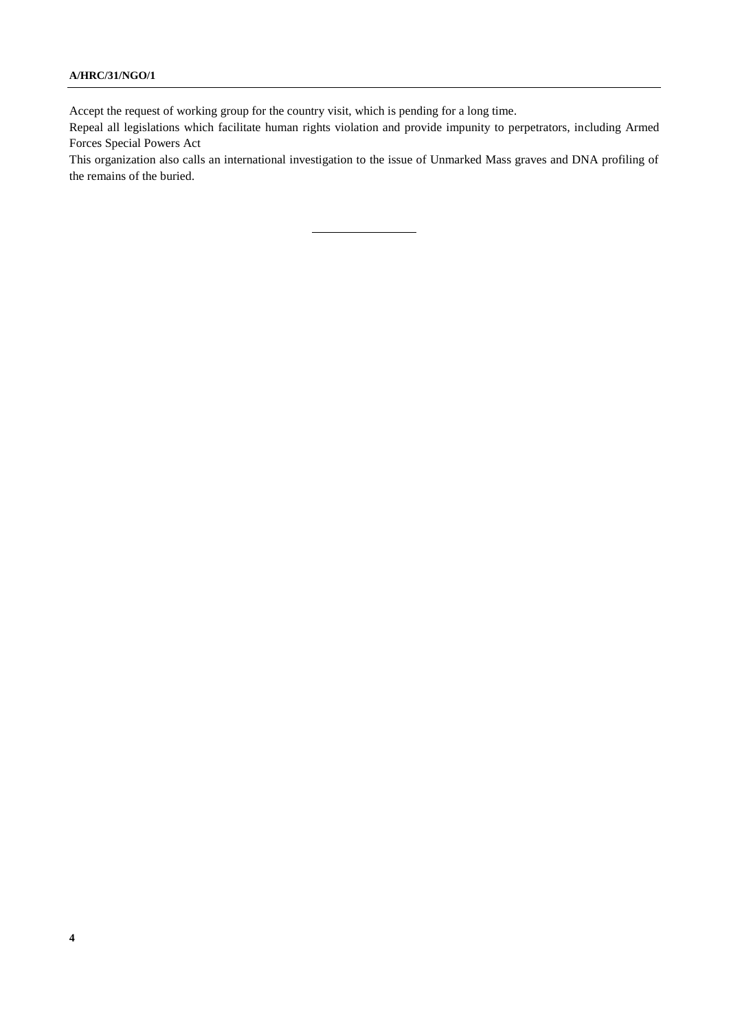Accept the request of working group for the country visit, which is pending for a long time.

Repeal all legislations which facilitate human rights violation and provide impunity to perpetrators, including Armed Forces Special Powers Act

This organization also calls an international investigation to the issue of Unmarked Mass graves and DNA profiling of the remains of the buried.